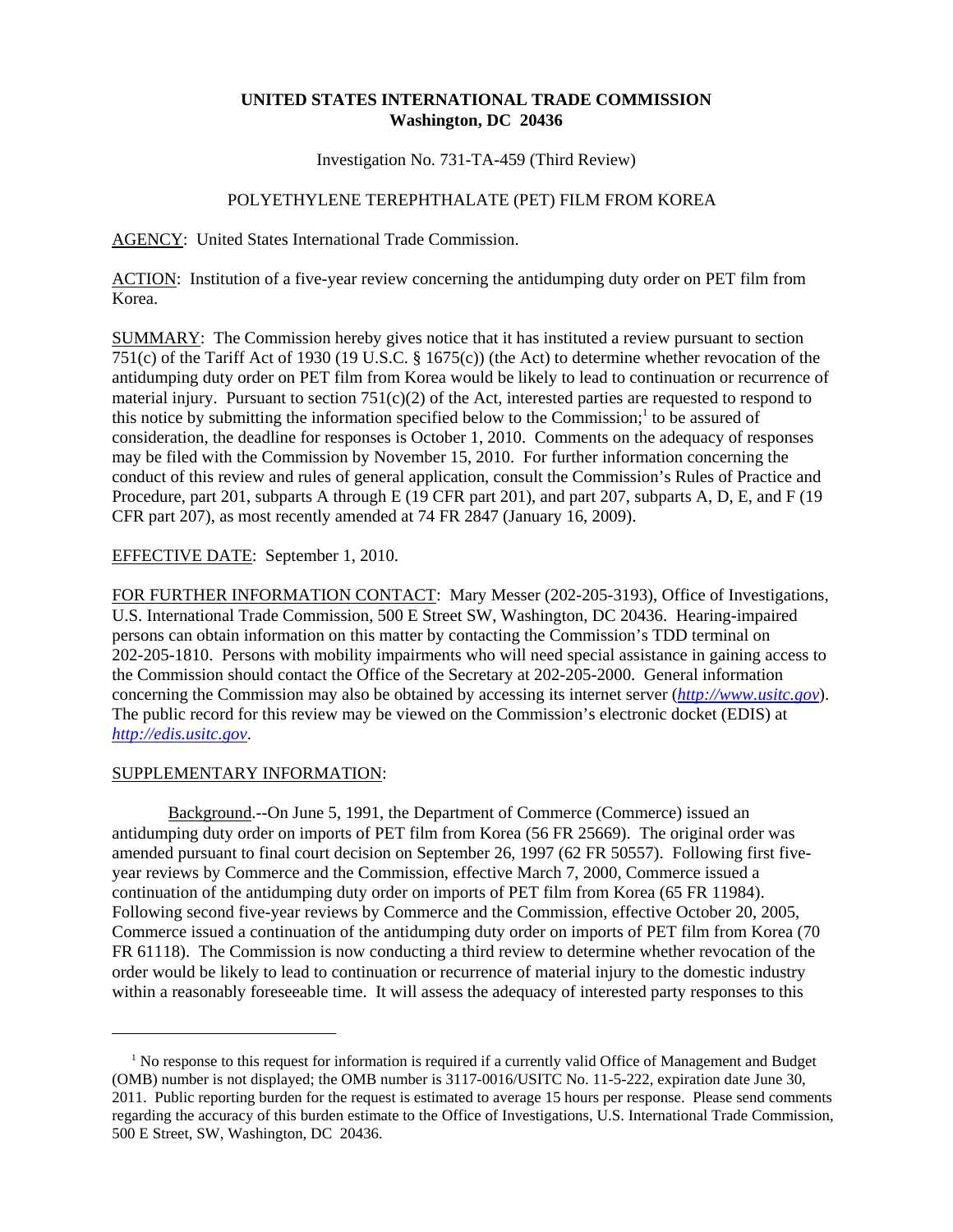**UNITED STATES INTERNATIONAL TRADE COMMISSION**
**Washington, DC 20436**

Investigation No. 731-TA-459 (Third Review)

POLYETHYLENE TEREPHTHALATE (PET) FILM FROM KOREA

AGENCY: United States International Trade Commission.

ACTION: Institution of a five-year review concerning the antidumping duty order on PET film from Korea.

SUMMARY: The Commission hereby gives notice that it has instituted a review pursuant to section 751(c) of the Tariff Act of 1930 (19 U.S.C. § 1675(c)) (the Act) to determine whether revocation of the antidumping duty order on PET film from Korea would be likely to lead to continuation or recurrence of material injury. Pursuant to section 751(c)(2) of the Act, interested parties are requested to respond to this notice by submitting the information specified below to the Commission;[1] to be assured of consideration, the deadline for responses is October 1, 2010. Comments on the adequacy of responses may be filed with the Commission by November 15, 2010. For further information concerning the conduct of this review and rules of general application, consult the Commission's Rules of Practice and Procedure, part 201, subparts A through E (19 CFR part 201), and part 207, subparts A, D, E, and F (19 CFR part 207), as most recently amended at 74 FR 2847 (January 16, 2009).

EFFECTIVE DATE: September 1, 2010.

FOR FURTHER INFORMATION CONTACT: Mary Messer (202-205-3193), Office of Investigations, U.S. International Trade Commission, 500 E Street SW, Washington, DC 20436. Hearing-impaired persons can obtain information on this matter by contacting the Commission's TDD terminal on 202-205-1810. Persons with mobility impairments who will need special assistance in gaining access to the Commission should contact the Office of the Secretary at 202-205-2000. General information concerning the Commission may also be obtained by accessing its internet server (*http://www.usitc.gov*). The public record for this review may be viewed on the Commission's electronic docket (EDIS) at *http://edis.usitc.gov*.

SUPPLEMENTARY INFORMATION:

Background.--On June 5, 1991, the Department of Commerce (Commerce) issued an antidumping duty order on imports of PET film from Korea (56 FR 25669). The original order was amended pursuant to final court decision on September 26, 1997 (62 FR 50557). Following first five-year reviews by Commerce and the Commission, effective March 7, 2000, Commerce issued a continuation of the antidumping duty order on imports of PET film from Korea (65 FR 11984). Following second five-year reviews by Commerce and the Commission, effective October 20, 2005, Commerce issued a continuation of the antidumping duty order on imports of PET film from Korea (70 FR 61118). The Commission is now conducting a third review to determine whether revocation of the order would be likely to lead to continuation or recurrence of material injury to the domestic industry within a reasonably foreseeable time. It will assess the adequacy of interested party responses to this

[1] No response to this request for information is required if a currently valid Office of Management and Budget (OMB) number is not displayed; the OMB number is 3117-0016/USITC No. 11-5-222, expiration date June 30, 2011. Public reporting burden for the request is estimated to average 15 hours per response. Please send comments regarding the accuracy of this burden estimate to the Office of Investigations, U.S. International Trade Commission, 500 E Street, SW, Washington, DC 20436.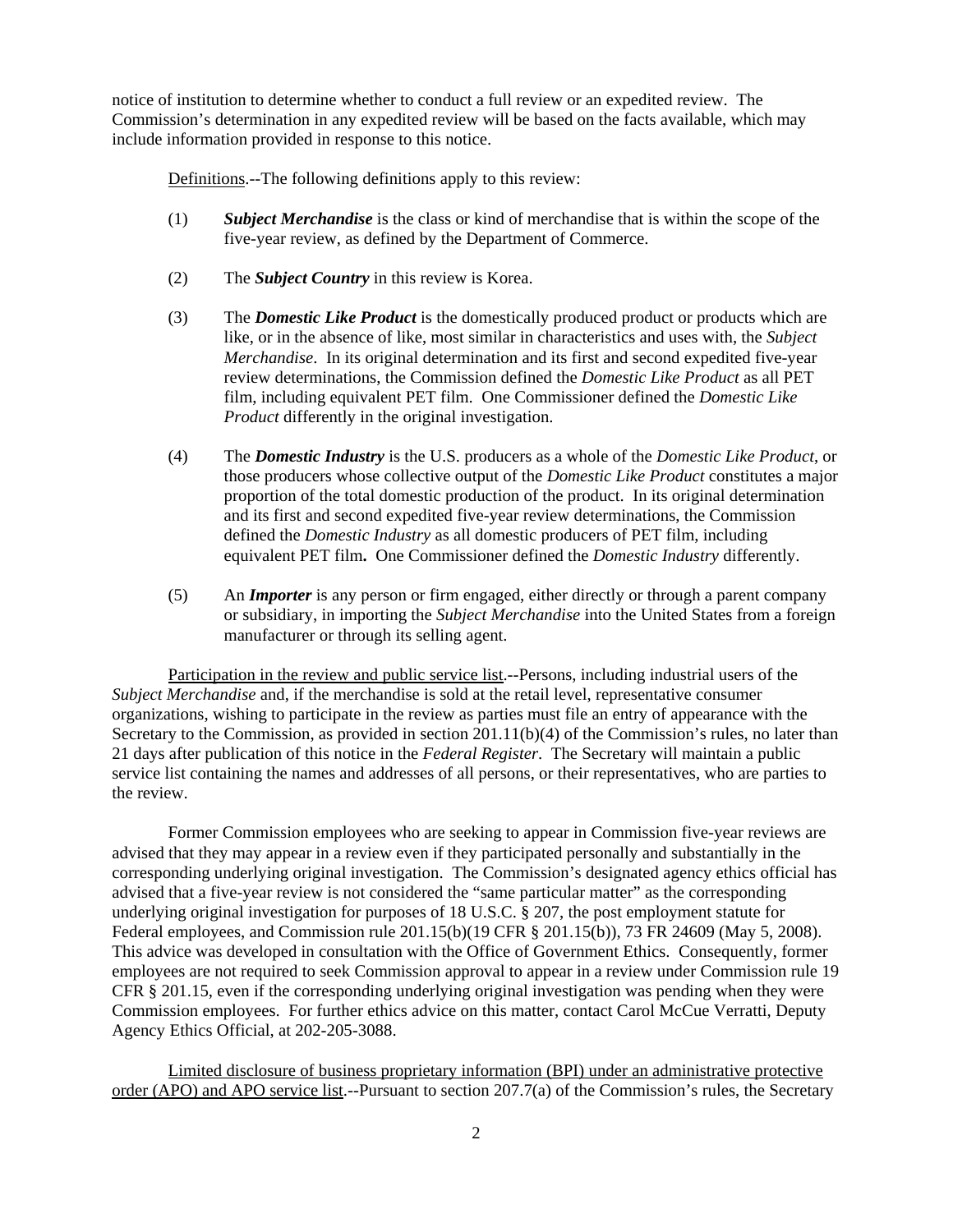notice of institution to determine whether to conduct a full review or an expedited review. The Commission's determination in any expedited review will be based on the facts available, which may include information provided in response to this notice.

Definitions.--The following definitions apply to this review:

(1) ***Subject Merchandise*** is the class or kind of merchandise that is within the scope of the five-year review, as defined by the Department of Commerce.

(2) The ***Subject Country*** in this review is Korea.

(3) The ***Domestic Like Product*** is the domestically produced product or products which are like, or in the absence of like, most similar in characteristics and uses with, the *Subject Merchandise*. In its original determination and its first and second expedited five-year review determinations, the Commission defined the *Domestic Like Product* as all PET film, including equivalent PET film. One Commissioner defined the *Domestic Like Product* differently in the original investigation.

(4) The ***Domestic Industry*** is the U.S. producers as a whole of the *Domestic Like Product*, or those producers whose collective output of the *Domestic Like Product* constitutes a major proportion of the total domestic production of the product. In its original determination and its first and second expedited five-year review determinations, the Commission defined the *Domestic Industry* as all domestic producers of PET film, including equivalent PET film**.** One Commissioner defined the *Domestic Industry* differently.

(5) An ***Importer*** is any person or firm engaged, either directly or through a parent company or subsidiary, in importing the *Subject Merchandise* into the United States from a foreign manufacturer or through its selling agent.

Participation in the review and public service list.--Persons, including industrial users of the *Subject Merchandise* and, if the merchandise is sold at the retail level, representative consumer organizations, wishing to participate in the review as parties must file an entry of appearance with the Secretary to the Commission, as provided in section 201.11(b)(4) of the Commission's rules, no later than 21 days after publication of this notice in the *Federal Register*. The Secretary will maintain a public service list containing the names and addresses of all persons, or their representatives, who are parties to the review.

Former Commission employees who are seeking to appear in Commission five-year reviews are advised that they may appear in a review even if they participated personally and substantially in the corresponding underlying original investigation. The Commission's designated agency ethics official has advised that a five-year review is not considered the "same particular matter" as the corresponding underlying original investigation for purposes of 18 U.S.C. § 207, the post employment statute for Federal employees, and Commission rule 201.15(b)(19 CFR § 201.15(b)), 73 FR 24609 (May 5, 2008). This advice was developed in consultation with the Office of Government Ethics. Consequently, former employees are not required to seek Commission approval to appear in a review under Commission rule 19 CFR § 201.15, even if the corresponding underlying original investigation was pending when they were Commission employees. For further ethics advice on this matter, contact Carol McCue Verratti, Deputy Agency Ethics Official, at 202-205-3088.

Limited disclosure of business proprietary information (BPI) under an administrative protective order (APO) and APO service list.--Pursuant to section 207.7(a) of the Commission's rules, the Secretary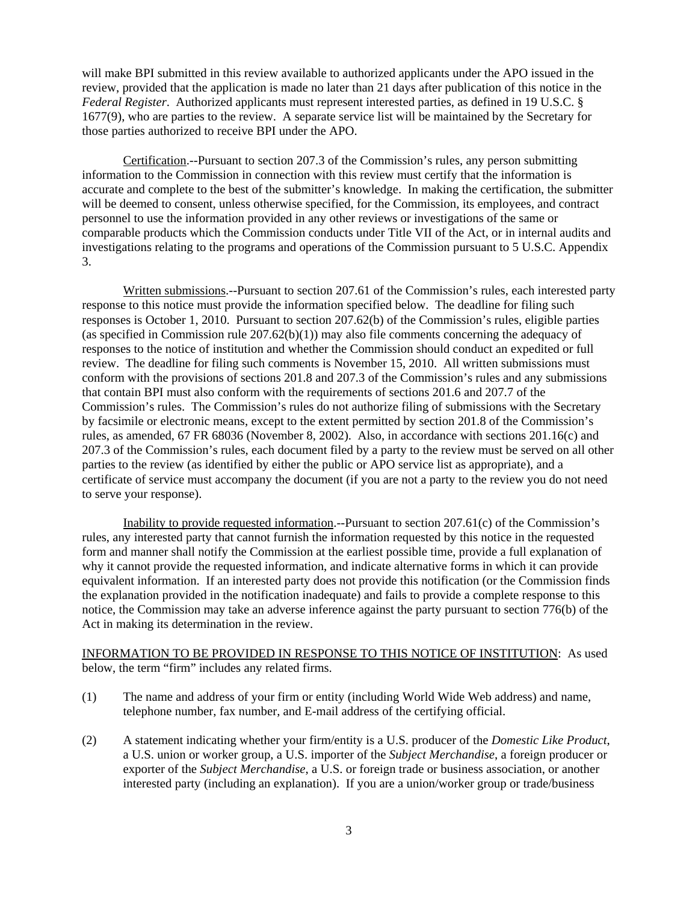will make BPI submitted in this review available to authorized applicants under the APO issued in the review, provided that the application is made no later than 21 days after publication of this notice in the *Federal Register*. Authorized applicants must represent interested parties, as defined in 19 U.S.C. § 1677(9), who are parties to the review. A separate service list will be maintained by the Secretary for those parties authorized to receive BPI under the APO.

Certification.--Pursuant to section 207.3 of the Commission's rules, any person submitting information to the Commission in connection with this review must certify that the information is accurate and complete to the best of the submitter's knowledge. In making the certification, the submitter will be deemed to consent, unless otherwise specified, for the Commission, its employees, and contract personnel to use the information provided in any other reviews or investigations of the same or comparable products which the Commission conducts under Title VII of the Act, or in internal audits and investigations relating to the programs and operations of the Commission pursuant to 5 U.S.C. Appendix 3.

Written submissions.--Pursuant to section 207.61 of the Commission's rules, each interested party response to this notice must provide the information specified below. The deadline for filing such responses is October 1, 2010. Pursuant to section 207.62(b) of the Commission's rules, eligible parties (as specified in Commission rule 207.62(b)(1)) may also file comments concerning the adequacy of responses to the notice of institution and whether the Commission should conduct an expedited or full review. The deadline for filing such comments is November 15, 2010. All written submissions must conform with the provisions of sections 201.8 and 207.3 of the Commission's rules and any submissions that contain BPI must also conform with the requirements of sections 201.6 and 207.7 of the Commission's rules. The Commission's rules do not authorize filing of submissions with the Secretary by facsimile or electronic means, except to the extent permitted by section 201.8 of the Commission's rules, as amended, 67 FR 68036 (November 8, 2002). Also, in accordance with sections 201.16(c) and 207.3 of the Commission's rules, each document filed by a party to the review must be served on all other parties to the review (as identified by either the public or APO service list as appropriate), and a certificate of service must accompany the document (if you are not a party to the review you do not need to serve your response).

Inability to provide requested information.--Pursuant to section 207.61(c) of the Commission's rules, any interested party that cannot furnish the information requested by this notice in the requested form and manner shall notify the Commission at the earliest possible time, provide a full explanation of why it cannot provide the requested information, and indicate alternative forms in which it can provide equivalent information. If an interested party does not provide this notification (or the Commission finds the explanation provided in the notification inadequate) and fails to provide a complete response to this notice, the Commission may take an adverse inference against the party pursuant to section 776(b) of the Act in making its determination in the review.

INFORMATION TO BE PROVIDED IN RESPONSE TO THIS NOTICE OF INSTITUTION: As used below, the term "firm" includes any related firms.

(1) The name and address of your firm or entity (including World Wide Web address) and name, telephone number, fax number, and E-mail address of the certifying official.

(2) A statement indicating whether your firm/entity is a U.S. producer of the *Domestic Like Product*, a U.S. union or worker group, a U.S. importer of the *Subject Merchandise*, a foreign producer or exporter of the *Subject Merchandise*, a U.S. or foreign trade or business association, or another interested party (including an explanation). If you are a union/worker group or trade/business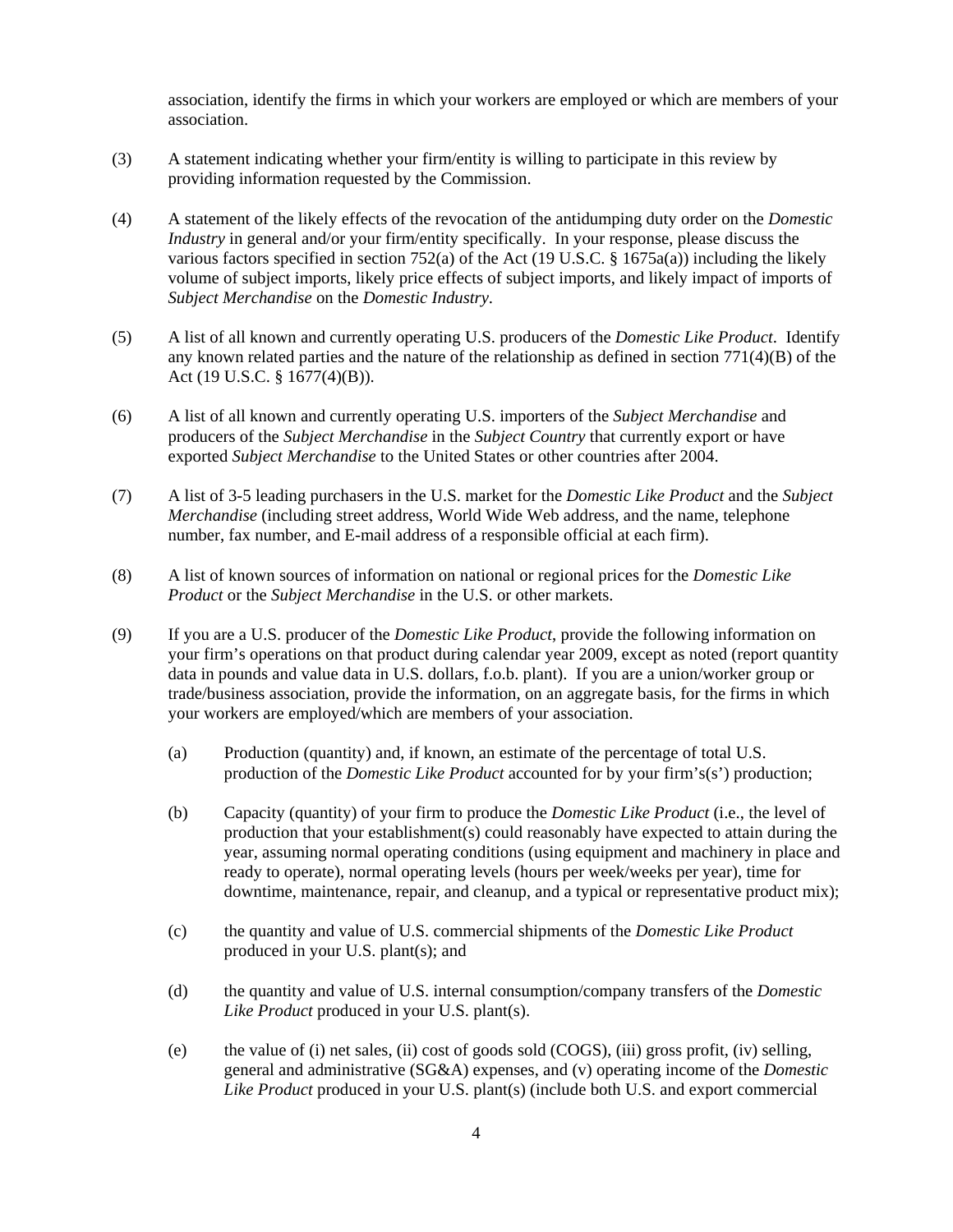association, identify the firms in which your workers are employed or which are members of your association.

(3) A statement indicating whether your firm/entity is willing to participate in this review by providing information requested by the Commission.

(4) A statement of the likely effects of the revocation of the antidumping duty order on the *Domestic Industry* in general and/or your firm/entity specifically. In your response, please discuss the various factors specified in section 752(a) of the Act (19 U.S.C. § 1675a(a)) including the likely volume of subject imports, likely price effects of subject imports, and likely impact of imports of *Subject Merchandise* on the *Domestic Industry*.

(5) A list of all known and currently operating U.S. producers of the *Domestic Like Product*. Identify any known related parties and the nature of the relationship as defined in section 771(4)(B) of the Act (19 U.S.C. § 1677(4)(B)).

(6) A list of all known and currently operating U.S. importers of the *Subject Merchandise* and producers of the *Subject Merchandise* in the *Subject Country* that currently export or have exported *Subject Merchandise* to the United States or other countries after 2004.

(7) A list of 3-5 leading purchasers in the U.S. market for the *Domestic Like Product* and the *Subject Merchandise* (including street address, World Wide Web address, and the name, telephone number, fax number, and E-mail address of a responsible official at each firm).

(8) A list of known sources of information on national or regional prices for the *Domestic Like Product* or the *Subject Merchandise* in the U.S. or other markets.

(9) If you are a U.S. producer of the *Domestic Like Product*, provide the following information on your firm's operations on that product during calendar year 2009, except as noted (report quantity data in pounds and value data in U.S. dollars, f.o.b. plant). If you are a union/worker group or trade/business association, provide the information, on an aggregate basis, for the firms in which your workers are employed/which are members of your association.

   (a) Production (quantity) and, if known, an estimate of the percentage of total U.S. production of the *Domestic Like Product* accounted for by your firm's(s') production;

   (b) Capacity (quantity) of your firm to produce the *Domestic Like Product* (i.e., the level of production that your establishment(s) could reasonably have expected to attain during the year, assuming normal operating conditions (using equipment and machinery in place and ready to operate), normal operating levels (hours per week/weeks per year), time for downtime, maintenance, repair, and cleanup, and a typical or representative product mix);

   (c) the quantity and value of U.S. commercial shipments of the *Domestic Like Product* produced in your U.S. plant(s); and

   (d) the quantity and value of U.S. internal consumption/company transfers of the *Domestic Like Product* produced in your U.S. plant(s).

   (e) the value of (i) net sales, (ii) cost of goods sold (COGS), (iii) gross profit, (iv) selling, general and administrative (SG&A) expenses, and (v) operating income of the *Domestic Like Product* produced in your U.S. plant(s) (include both U.S. and export commercial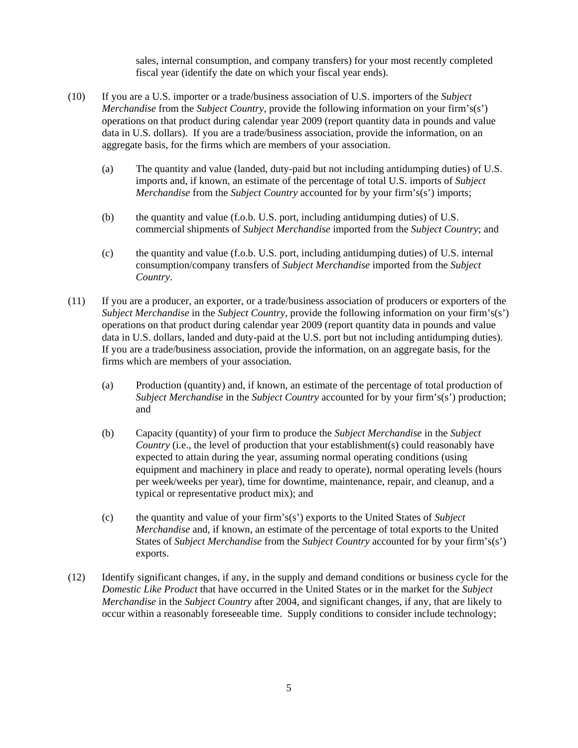sales, internal consumption, and company transfers) for your most recently completed fiscal year (identify the date on which your fiscal year ends).

(10) If you are a U.S. importer or a trade/business association of U.S. importers of the *Subject Merchandise* from the *Subject Country*, provide the following information on your firm's(s') operations on that product during calendar year 2009 (report quantity data in pounds and value data in U.S. dollars). If you are a trade/business association, provide the information, on an aggregate basis, for the firms which are members of your association.

> (a) The quantity and value (landed, duty-paid but not including antidumping duties) of U.S. imports and, if known, an estimate of the percentage of total U.S. imports of *Subject Merchandise* from the *Subject Country* accounted for by your firm's(s') imports;
>
> (b) the quantity and value (f.o.b. U.S. port, including antidumping duties) of U.S. commercial shipments of *Subject Merchandise* imported from the *Subject Country*; and
>
> (c) the quantity and value (f.o.b. U.S. port, including antidumping duties) of U.S. internal consumption/company transfers of *Subject Merchandise* imported from the *Subject Country*.

(11) If you are a producer, an exporter, or a trade/business association of producers or exporters of the *Subject Merchandise* in the *Subject Country*, provide the following information on your firm's(s') operations on that product during calendar year 2009 (report quantity data in pounds and value data in U.S. dollars, landed and duty-paid at the U.S. port but not including antidumping duties). If you are a trade/business association, provide the information, on an aggregate basis, for the firms which are members of your association.

> (a) Production (quantity) and, if known, an estimate of the percentage of total production of *Subject Merchandise* in the *Subject Country* accounted for by your firm's(s') production; and
>
> (b) Capacity (quantity) of your firm to produce the *Subject Merchandise* in the *Subject Country* (i.e., the level of production that your establishment(s) could reasonably have expected to attain during the year, assuming normal operating conditions (using equipment and machinery in place and ready to operate), normal operating levels (hours per week/weeks per year), time for downtime, maintenance, repair, and cleanup, and a typical or representative product mix); and
>
> (c) the quantity and value of your firm's(s') exports to the United States of *Subject Merchandise* and, if known, an estimate of the percentage of total exports to the United States of *Subject Merchandise* from the *Subject Country* accounted for by your firm's(s') exports.

(12) Identify significant changes, if any, in the supply and demand conditions or business cycle for the *Domestic Like Product* that have occurred in the United States or in the market for the *Subject Merchandise* in the *Subject Country* after 2004, and significant changes, if any, that are likely to occur within a reasonably foreseeable time. Supply conditions to consider include technology;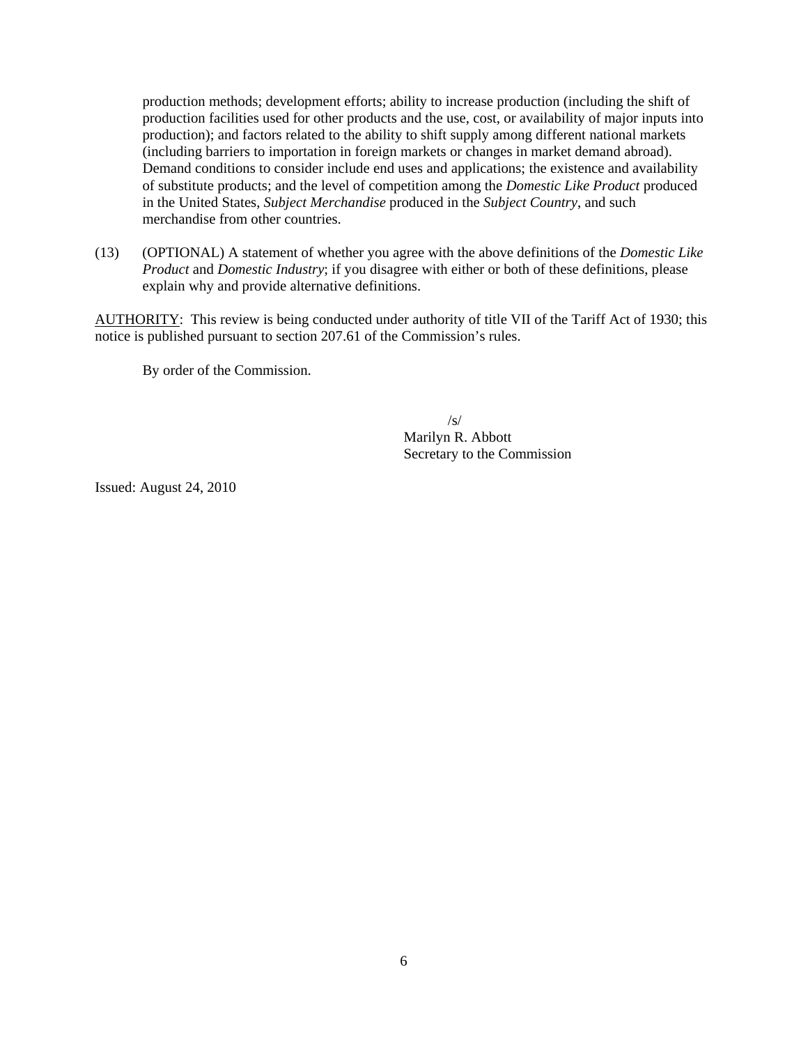production methods; development efforts; ability to increase production (including the shift of production facilities used for other products and the use, cost, or availability of major inputs into production); and factors related to the ability to shift supply among different national markets (including barriers to importation in foreign markets or changes in market demand abroad). Demand conditions to consider include end uses and applications; the existence and availability of substitute products; and the level of competition among the *Domestic Like Product* produced in the United States, *Subject Merchandise* produced in the *Subject Country*, and such merchandise from other countries.

(13) (OPTIONAL) A statement of whether you agree with the above definitions of the *Domestic Like Product* and *Domestic Industry*; if you disagree with either or both of these definitions, please explain why and provide alternative definitions.

AUTHORITY: This review is being conducted under authority of title VII of the Tariff Act of 1930; this notice is published pursuant to section 207.61 of the Commission's rules.

By order of the Commission.

/s/
Marilyn R. Abbott
Secretary to the Commission

Issued: August 24, 2010